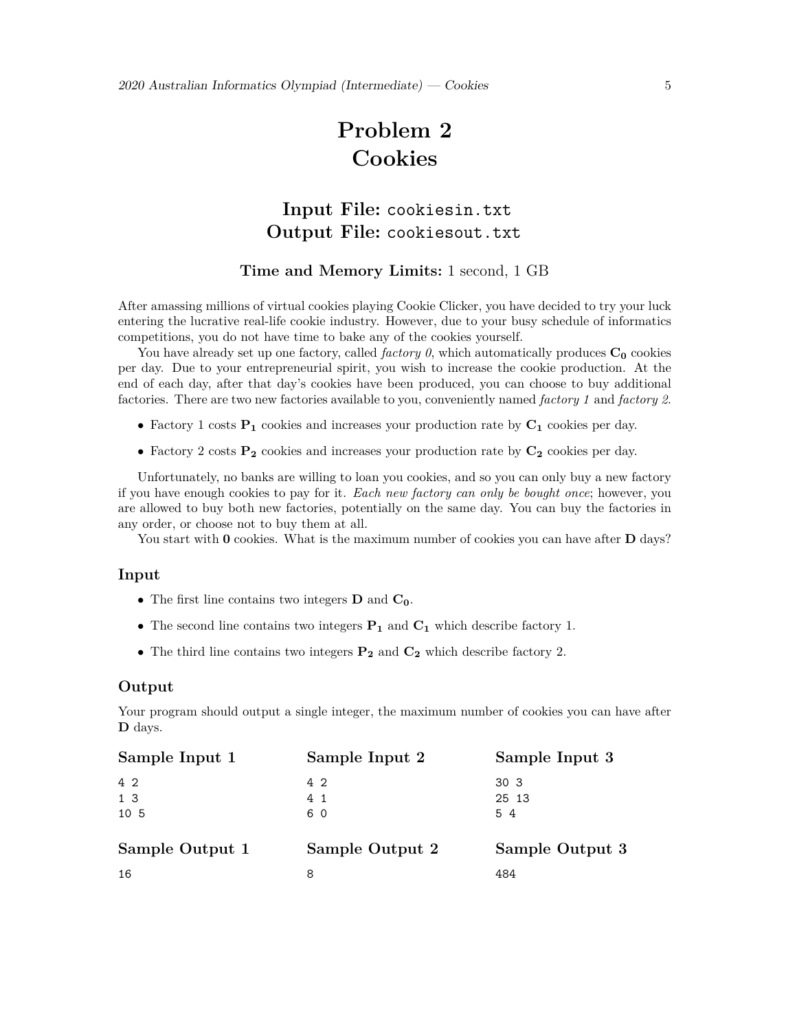# Problem 2
# Cookies

**Input File:** `cookiesin.txt`
**Output File:** `cookiesout.txt`

**Time and Memory Limits:** 1 second, 1 GB

After amassing millions of virtual cookies playing Cookie Clicker, you have decided to try your luck entering the lucrative real-life cookie industry. However, due to your busy schedule of informatics competitions, you do not have time to bake any of the cookies yourself.

You have already set up one factory, called *factory 0*, which automatically produces $\mathbf{C_0}$ cookies per day. Due to your entrepreneurial spirit, you wish to increase the cookie production. At the end of each day, after that day's cookies have been produced, you can choose to buy additional factories. There are two new factories available to you, conveniently named *factory 1* and *factory 2*.

- Factory 1 costs $\mathbf{P_1}$ cookies and increases your production rate by $\mathbf{C_1}$ cookies per day.
- Factory 2 costs $\mathbf{P_2}$ cookies and increases your production rate by $\mathbf{C_2}$ cookies per day.

Unfortunately, no banks are willing to loan you cookies, and so you can only buy a new factory if you have enough cookies to pay for it. *Each new factory can only be bought once*; however, you are allowed to buy both new factories, potentially on the same day. You can buy the factories in any order, or choose not to buy them at all.

You start with **0** cookies. What is the maximum number of cookies you can have after **D** days?

## Input

- The first line contains two integers **D** and $\mathbf{C_0}$.
- The second line contains two integers $\mathbf{P_1}$ and $\mathbf{C_1}$ which describe factory 1.
- The third line contains two integers $\mathbf{P_2}$ and $\mathbf{C_2}$ which describe factory 2.

## Output

Your program should output a single integer, the maximum number of cookies you can have after **D** days.

**Sample Input 1**

```
4 2
1 3
10 5
```

**Sample Output 1**

```
16
```

**Sample Input 2**

```
4 2
4 1
6 0
```

**Sample Output 2**

```
8
```

**Sample Input 3**

```
30 3
25 13
5 4
```

**Sample Output 3**

```
484
```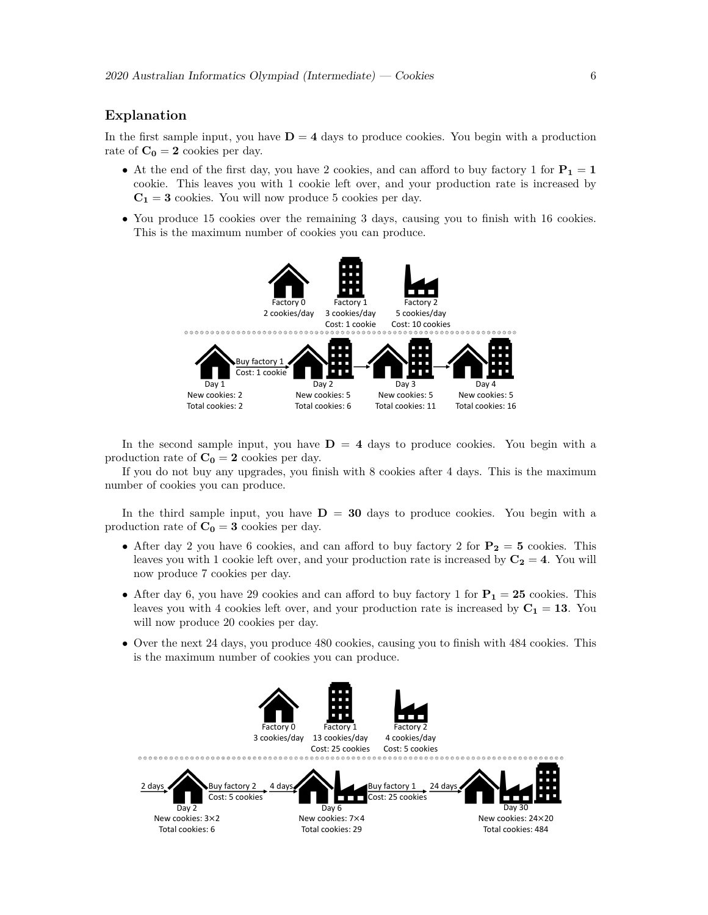## Explanation

In the first sample input, you have $\mathbf{D} = \mathbf{4}$ days to produce cookies. You begin with a production rate of $\mathbf{C_0} = \mathbf{2}$ cookies per day.

- At the end of the first day, you have 2 cookies, and can afford to buy factory 1 for $\mathbf{P_1} = \mathbf{1}$ cookie. This leaves you with 1 cookie left over, and your production rate is increased by $\mathbf{C_1} = \mathbf{3}$ cookies. You will now produce 5 cookies per day.
- You produce 15 cookies over the remaining 3 days, causing you to finish with 16 cookies. This is the maximum number of cookies you can produce.

In the second sample input, you have $\mathbf{D} = \mathbf{4}$ days to produce cookies. You begin with a production rate of $\mathbf{C_0} = \mathbf{2}$ cookies per day.

If you do not buy any upgrades, you finish with 8 cookies after 4 days. This is the maximum number of cookies you can produce.

In the third sample input, you have $\mathbf{D} = \mathbf{30}$ days to produce cookies. You begin with a production rate of $\mathbf{C_0} = \mathbf{3}$ cookies per day.

- After day 2 you have 6 cookies, and can afford to buy factory 2 for $\mathbf{P_2} = \mathbf{5}$ cookies. This leaves you with 1 cookie left over, and your production rate is increased by $\mathbf{C_2} = \mathbf{4}$. You will now produce 7 cookies per day.
- After day 6, you have 29 cookies and can afford to buy factory 1 for $\mathbf{P_1} = \mathbf{25}$ cookies. This leaves you with 4 cookies left over, and your production rate is increased by $\mathbf{C_1} = \mathbf{13}$. You will now produce 20 cookies per day.
- Over the next 24 days, you produce 480 cookies, causing you to finish with 484 cookies. This is the maximum number of cookies you can produce.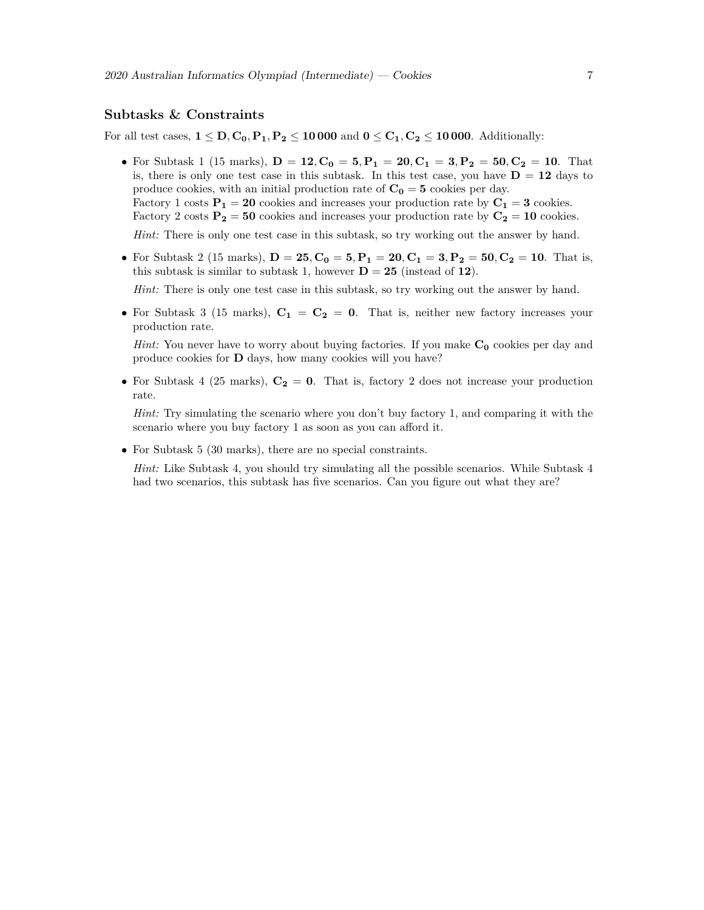### Subtasks & Constraints

For all test cases, $\mathbf{1 \le D, C_0, P_1, P_2 \le 10\,000}$ and $\mathbf{0 \le C_1, C_2 \le 10\,000}$. Additionally:

- For Subtask 1 (15 marks), $\mathbf{D = 12, C_0 = 5, P_1 = 20, C_1 = 3, P_2 = 50, C_2 = 10}$. That is, there is only one test case in this subtask. In this test case, you have $\mathbf{D = 12}$ days to produce cookies, with an initial production rate of $\mathbf{C_0 = 5}$ cookies per day.
  Factory 1 costs $\mathbf{P_1 = 20}$ cookies and increases your production rate by $\mathbf{C_1 = 3}$ cookies.
  Factory 2 costs $\mathbf{P_2 = 50}$ cookies and increases your production rate by $\mathbf{C_2 = 10}$ cookies.

  *Hint:* There is only one test case in this subtask, so try working out the answer by hand.

- For Subtask 2 (15 marks), $\mathbf{D = 25, C_0 = 5, P_1 = 20, C_1 = 3, P_2 = 50, C_2 = 10}$. That is, this subtask is similar to subtask 1, however $\mathbf{D = 25}$ (instead of $\mathbf{12}$).

  *Hint:* There is only one test case in this subtask, so try working out the answer by hand.

- For Subtask 3 (15 marks), $\mathbf{C_1 = C_2 = 0}$. That is, neither new factory increases your production rate.

  *Hint:* You never have to worry about buying factories. If you make $\mathbf{C_0}$ cookies per day and produce cookies for $\mathbf{D}$ days, how many cookies will you have?

- For Subtask 4 (25 marks), $\mathbf{C_2 = 0}$. That is, factory 2 does not increase your production rate.

  *Hint:* Try simulating the scenario where you don't buy factory 1, and comparing it with the scenario where you buy factory 1 as soon as you can afford it.

- For Subtask 5 (30 marks), there are no special constraints.

  *Hint:* Like Subtask 4, you should try simulating all the possible scenarios. While Subtask 4 had two scenarios, this subtask has five scenarios. Can you figure out what they are?